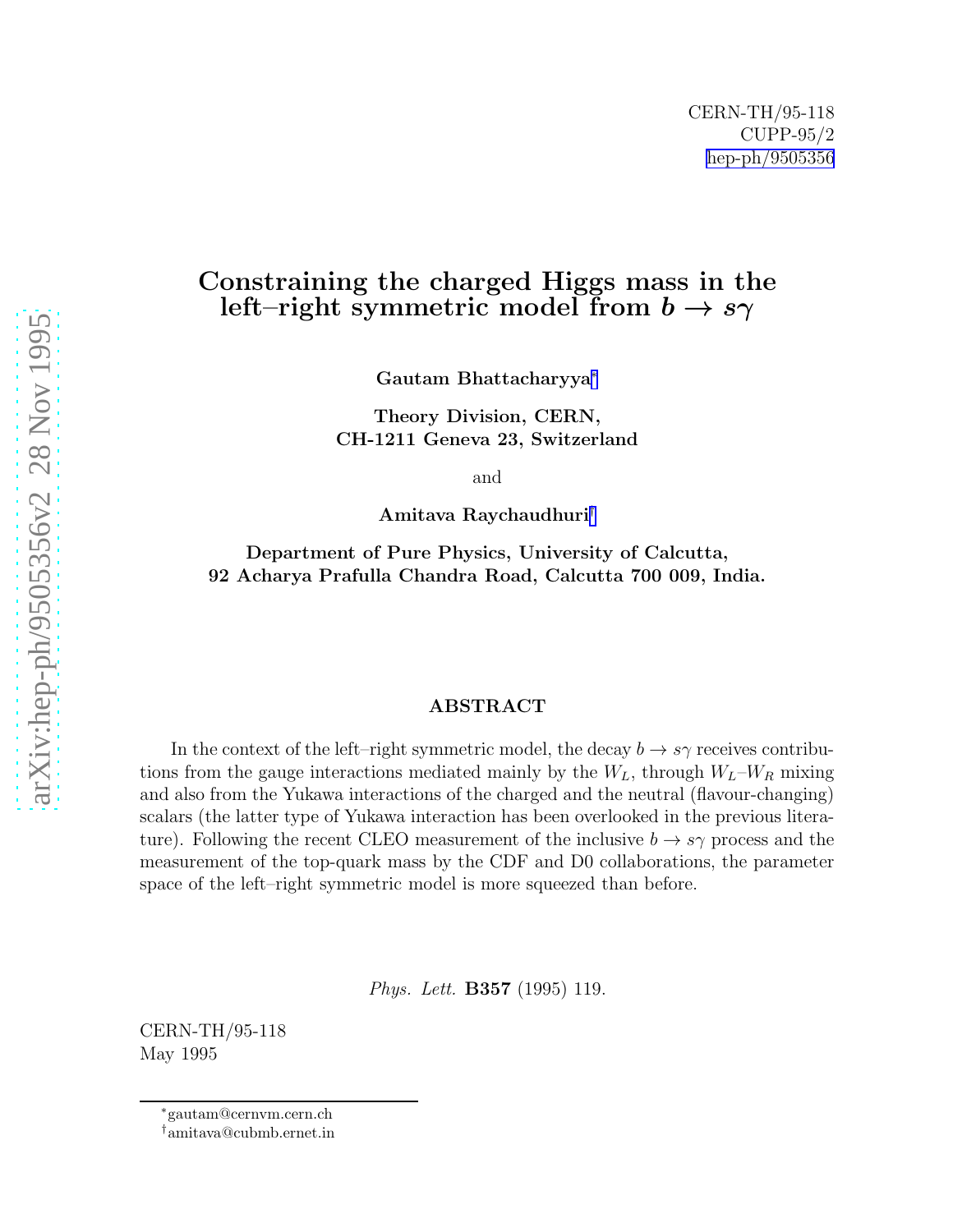CERN-TH/95-118
CUPP-95/2
hep-ph/9505356

# Constraining the charged Higgs mass in the left–right symmetric model from $b \to s\gamma$

**Gautam Bhattacharyya**[*]

**Theory Division, CERN, CH-1211 Geneva 23, Switzerland**

and

**Amitava Raychaudhuri**[†]

**Department of Pure Physics, University of Calcutta, 92 Acharya Prafulla Chandra Road, Calcutta 700 009, India.**

## ABSTRACT

In the context of the left–right symmetric model, the decay $b \to s\gamma$ receives contributions from the gauge interactions mediated mainly by the $W_L$, through $W_L$–$W_R$ mixing and also from the Yukawa interactions of the charged and the neutral (flavour-changing) scalars (the latter type of Yukawa interaction has been overlooked in the previous literature). Following the recent CLEO measurement of the inclusive $b \to s\gamma$ process and the measurement of the top-quark mass by the CDF and D0 collaborations, the parameter space of the left–right symmetric model is more squeezed than before.

*Phys. Lett.* **B357** (1995) 119.

CERN-TH/95-118
May 1995

[*]gautam@cernvm.cern.ch
[†]amitava@cubmb.ernet.in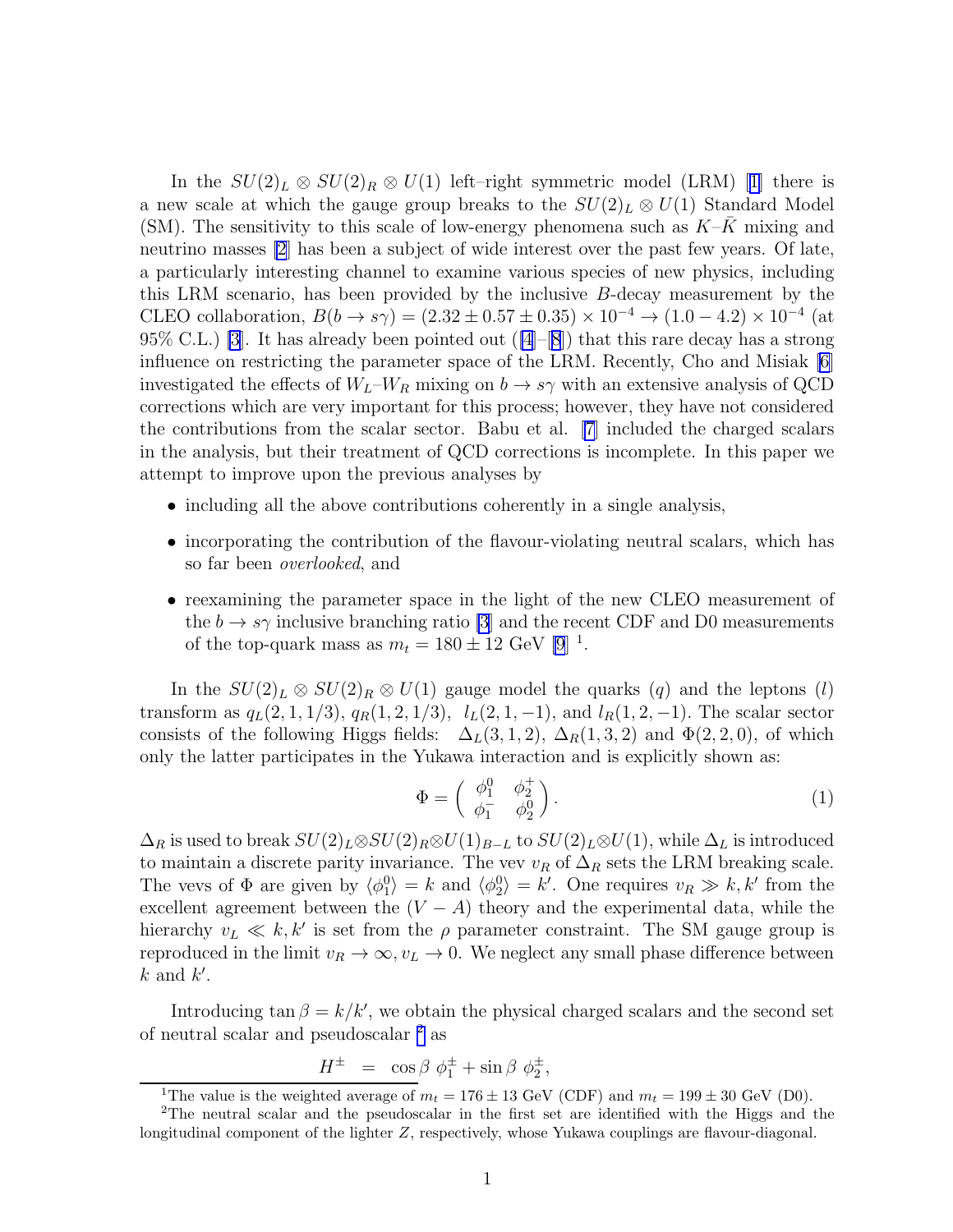In the $SU(2)_L \otimes SU(2)_R \otimes U(1)$ left–right symmetric model (LRM) [1] there is a new scale at which the gauge group breaks to the $SU(2)_L \otimes U(1)$ Standard Model (SM). The sensitivity to this scale of low-energy phenomena such as $K$–$\bar{K}$ mixing and neutrino masses [2] has been a subject of wide interest over the past few years. Of late, a particularly interesting channel to examine various species of new physics, including this LRM scenario, has been provided by the inclusive $B$-decay measurement by the CLEO collaboration, $B(b \to s\gamma) = (2.32 \pm 0.57 \pm 0.35) \times 10^{-4} \to (1.0 - 4.2) \times 10^{-4}$ (at 95% C.L.) [3]. It has already been pointed out ([4]–[8]) that this rare decay has a strong influence on restricting the parameter space of the LRM. Recently, Cho and Misiak [6] investigated the effects of $W_L$–$W_R$ mixing on $b \to s\gamma$ with an extensive analysis of QCD corrections which are very important for this process; however, they have not considered the contributions from the scalar sector. Babu et al. [7] included the charged scalars in the analysis, but their treatment of QCD corrections is incomplete. In this paper we attempt to improve upon the previous analyses by

- including all the above contributions coherently in a single analysis,
- incorporating the contribution of the flavour-violating neutral scalars, which has so far been *overlooked*, and
- reexamining the parameter space in the light of the new CLEO measurement of the $b \to s\gamma$ inclusive branching ratio [3] and the recent CDF and D0 measurements of the top-quark mass as $m_t = 180 \pm 12$ GeV [9] [1].

In the $SU(2)_L \otimes SU(2)_R \otimes U(1)$ gauge model the quarks ($q$) and the leptons ($l$) transform as $q_L(2,1,1/3)$, $q_R(1,2,1/3)$, $l_L(2,1,-1)$, and $l_R(1,2,-1)$. The scalar sector consists of the following Higgs fields: $\Delta_L(3,1,2)$, $\Delta_R(1,3,2)$ and $\Phi(2,2,0)$, of which only the latter participates in the Yukawa interaction and is explicitly shown as:

$$\Phi = \begin{pmatrix} \phi_1^0 & \phi_2^+ \\ \phi_1^- & \phi_2^0 \end{pmatrix}. \tag{1}$$

$\Delta_R$ is used to break $SU(2)_L \otimes SU(2)_R \otimes U(1)_{B-L}$ to $SU(2)_L \otimes U(1)$, while $\Delta_L$ is introduced to maintain a discrete parity invariance. The vev $v_R$ of $\Delta_R$ sets the LRM breaking scale. The vevs of $\Phi$ are given by $\langle \phi_1^0 \rangle = k$ and $\langle \phi_2^0 \rangle = k'$. One requires $v_R \gg k, k'$ from the excellent agreement between the $(V-A)$ theory and the experimental data, while the hierarchy $v_L \ll k, k'$ is set from the $\rho$ parameter constraint. The SM gauge group is reproduced in the limit $v_R \to \infty, v_L \to 0$. We neglect any small phase difference between $k$ and $k'$.

Introducing $\tan\beta = k/k'$, we obtain the physical charged scalars and the second set of neutral scalar and pseudoscalar [2] as

$$H^\pm = \cos\beta\ \phi_1^\pm + \sin\beta\ \phi_2^\pm,$$

[1] The value is the weighted average of $m_t = 176 \pm 13$ GeV (CDF) and $m_t = 199 \pm 30$ GeV (D0).

[2] The neutral scalar and the pseudoscalar in the first set are identified with the Higgs and the longitudinal component of the lighter $Z$, respectively, whose Yukawa couplings are flavour-diagonal.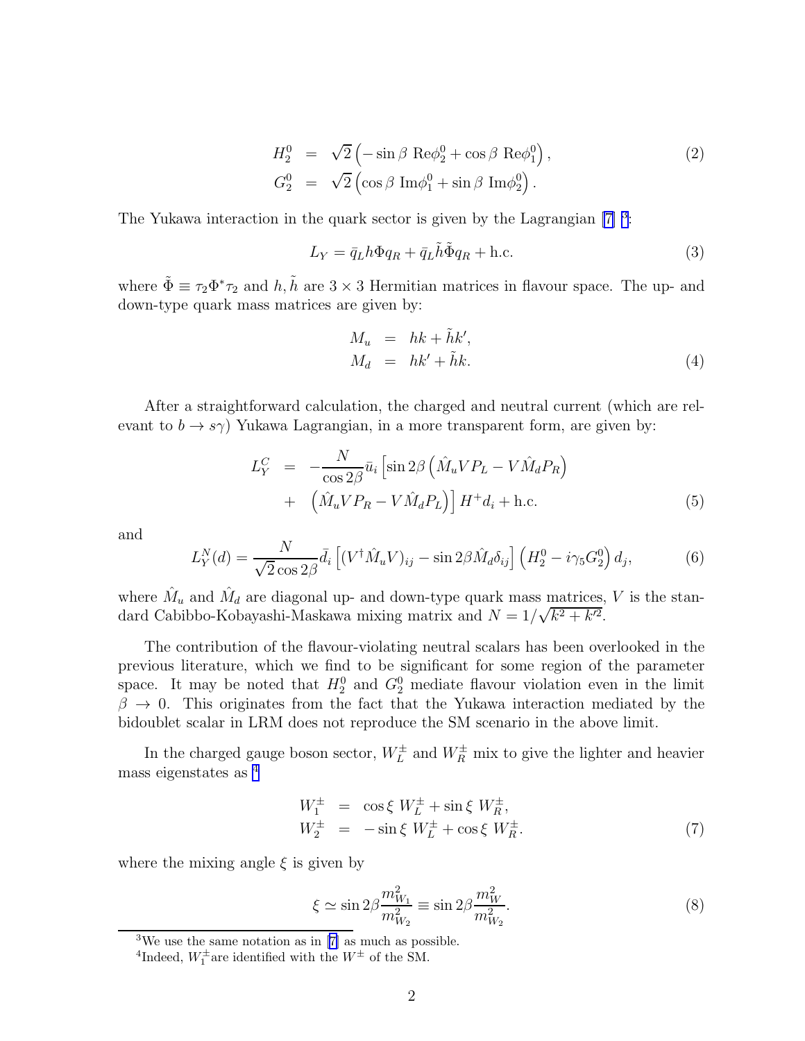$$
\begin{aligned}
H_2^0 &= \sqrt{2}\left(-\sin\beta\ \mathrm{Re}\phi_2^0 + \cos\beta\ \mathrm{Re}\phi_1^0\right), \\
G_2^0 &= \sqrt{2}\left(\cos\beta\ \mathrm{Im}\phi_1^0 + \sin\beta\ \mathrm{Im}\phi_2^0\right).
\end{aligned} \tag{2}
$$

The Yukawa interaction in the quark sector is given by the Lagrangian [7] [3]:

$$
L_Y = \bar{q}_L h \Phi q_R + \bar{q}_L \tilde{h} \tilde{\Phi} q_R + \text{h.c.} \tag{3}
$$

where $\tilde{\Phi} \equiv \tau_2 \Phi^* \tau_2$ and $h, \tilde{h}$ are $3 \times 3$ Hermitian matrices in flavour space. The up- and down-type quark mass matrices are given by:

$$
\begin{aligned}
M_u &= hk + \tilde{h}k', \\
M_d &= hk' + \tilde{h}k.
\end{aligned} \tag{4}
$$

After a straightforward calculation, the charged and neutral current (which are relevant to $b \to s\gamma$) Yukawa Lagrangian, in a more transparent form, are given by:

$$
\begin{aligned}
L_Y^C &= -\frac{N}{\cos 2\beta}\bar{u}_i\left[\sin 2\beta\left(\hat{M}_u V P_L - V\hat{M}_d P_R\right)\right. \\
&+ \left.\left(\hat{M}_u V P_R - V\hat{M}_d P_L\right)\right] H^+ d_i + \text{h.c.}
\end{aligned} \tag{5}
$$

and

$$
L_Y^N(d) = \frac{N}{\sqrt{2}\cos 2\beta}\bar{d}_i\left[(V^\dagger \hat{M}_u V)_{ij} - \sin 2\beta \hat{M}_d \delta_{ij}\right]\left(H_2^0 - i\gamma_5 G_2^0\right) d_j, \tag{6}
$$

where $\hat{M}_u$ and $\hat{M}_d$ are diagonal up- and down-type quark mass matrices, $V$ is the standard Cabibbo-Kobayashi-Maskawa mixing matrix and $N = 1/\sqrt{k^2 + k'^2}$.

The contribution of the flavour-violating neutral scalars has been overlooked in the previous literature, which we find to be significant for some region of the parameter space. It may be noted that $H_2^0$ and $G_2^0$ mediate flavour violation even in the limit $\beta \to 0$. This originates from the fact that the Yukawa interaction mediated by the bidoublet scalar in LRM does not reproduce the SM scenario in the above limit.

In the charged gauge boson sector, $W_L^\pm$ and $W_R^\pm$ mix to give the lighter and heavier mass eigenstates as [4]

$$
\begin{aligned}
W_1^\pm &= \cos\xi\ W_L^\pm + \sin\xi\ W_R^\pm, \\
W_2^\pm &= -\sin\xi\ W_L^\pm + \cos\xi\ W_R^\pm.
\end{aligned} \tag{7}
$$

where the mixing angle $\xi$ is given by

$$
\xi \simeq \sin 2\beta \frac{m_{W_1}^2}{m_{W_2}^2} \equiv \sin 2\beta \frac{m_W^2}{m_{W_2}^2}. \tag{8}
$$

[3] We use the same notation as in [7] as much as possible.

[4] Indeed, $W_1^\pm$ are identified with the $W^\pm$ of the SM.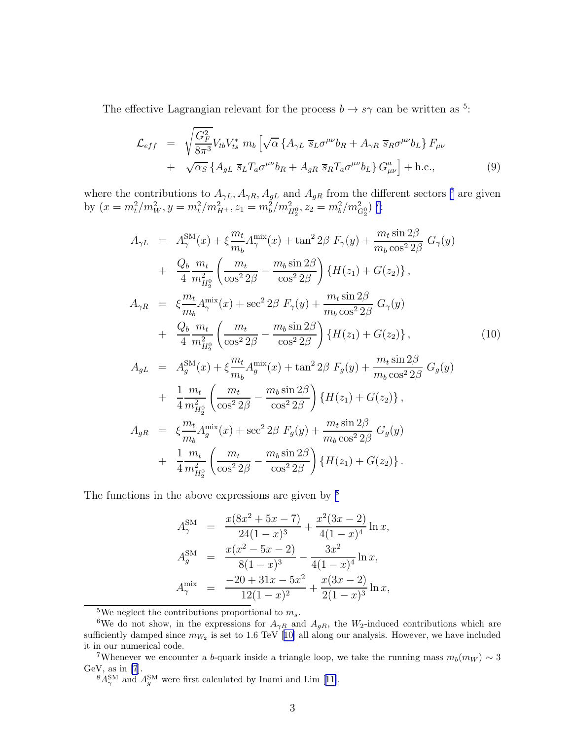The effective Lagrangian relevant for the process $b \to s\gamma$ can be written as [5]:

$$
\begin{aligned}
\mathcal{L}_{eff} &= \sqrt{\frac{G_F^2}{8\pi^3}} V_{tb} V_{ts}^* \; m_b \Big[ \sqrt{\alpha} \left\{ A_{\gamma L} \; \overline{s}_L \sigma^{\mu\nu} b_R + A_{\gamma R} \; \overline{s}_R \sigma^{\mu\nu} b_L \right\} F_{\mu\nu} \\
&+ \sqrt{\alpha_S} \left\{ A_{gL} \; \overline{s}_L T_a \sigma^{\mu\nu} b_R + A_{gR} \; \overline{s}_R T_a \sigma^{\mu\nu} b_L \right\} G^a_{\mu\nu} \Big] + \text{h.c.}, \qquad (9)
\end{aligned}
$$

where the contributions to $A_{\gamma L}, A_{\gamma R}, A_{gL}$ and $A_{gR}$ from the different sectors [6] are given by ($x = m_t^2/m_W^2, y = m_t^2/m_{H^+}^2, z_1 = m_b^2/m_{H_2^0}^2, z_2 = m_b^2/m_{G_2^0}^2$) [7]:

$$
\begin{aligned}
A_{\gamma L} &= A_\gamma^{\rm SM}(x) + \xi \frac{m_t}{m_b} A_\gamma^{\rm mix}(x) + \tan^2 2\beta \; F_\gamma(y) + \frac{m_t \sin 2\beta}{m_b \cos^2 2\beta} \; G_\gamma(y) \\
&+ \frac{Q_b}{4} \frac{m_t}{m_{H_2^0}^2} \left( \frac{m_t}{\cos^2 2\beta} - \frac{m_b \sin 2\beta}{\cos^2 2\beta} \right) \left\{ H(z_1) + G(z_2) \right\}, \\
A_{\gamma R} &= \xi \frac{m_t}{m_b} A_\gamma^{\rm mix}(x) + \sec^2 2\beta \; F_\gamma(y) + \frac{m_t \sin 2\beta}{m_b \cos^2 2\beta} \; G_\gamma(y) \\
&+ \frac{Q_b}{4} \frac{m_t}{m_{H_2^0}^2} \left( \frac{m_t}{\cos^2 2\beta} - \frac{m_b \sin 2\beta}{\cos^2 2\beta} \right) \left\{ H(z_1) + G(z_2) \right\}, \qquad (10) \\
A_{gL} &= A_g^{\rm SM}(x) + \xi \frac{m_t}{m_b} A_g^{\rm mix}(x) + \tan^2 2\beta \; F_g(y) + \frac{m_t \sin 2\beta}{m_b \cos^2 2\beta} \; G_g(y) \\
&+ \frac{1}{4} \frac{m_t}{m_{H_2^0}^2} \left( \frac{m_t}{\cos^2 2\beta} - \frac{m_b \sin 2\beta}{\cos^2 2\beta} \right) \left\{ H(z_1) + G(z_2) \right\}, \\
A_{gR} &= \xi \frac{m_t}{m_b} A_g^{\rm mix}(x) + \sec^2 2\beta \; F_g(y) + \frac{m_t \sin 2\beta}{m_b \cos^2 2\beta} \; G_g(y) \\
&+ \frac{1}{4} \frac{m_t}{m_{H_2^0}^2} \left( \frac{m_t}{\cos^2 2\beta} - \frac{m_b \sin 2\beta}{\cos^2 2\beta} \right) \left\{ H(z_1) + G(z_2) \right\}.
\end{aligned}
$$

The functions in the above expressions are given by [8]

$$
\begin{aligned}
A_\gamma^{\rm SM} &= \frac{x(8x^2 + 5x - 7)}{24(1-x)^3} + \frac{x^2(3x-2)}{4(1-x)^4} \ln x, \\
A_g^{\rm SM} &= \frac{x(x^2 - 5x - 2)}{8(1-x)^3} - \frac{3x^2}{4(1-x)^4} \ln x, \\
A_\gamma^{\rm mix} &= \frac{-20 + 31x - 5x^2}{12(1-x)^2} + \frac{x(3x-2)}{2(1-x)^3} \ln x,
\end{aligned}
$$

---

[5] We neglect the contributions proportional to $m_s$.

[6] We do not show, in the expressions for $A_{\gamma R}$ and $A_{gR}$, the $W_2$-induced contributions which are sufficiently damped since $m_{W_2}$ is set to 1.6 TeV [10] all along our analysis. However, we have included it in our numerical code.

[7] Whenever we encounter a $b$-quark inside a triangle loop, we take the running mass $m_b(m_W) \sim 3$ GeV, as in [7].

[8] $A_\gamma^{\rm SM}$ and $A_g^{\rm SM}$ were first calculated by Inami and Lim [11].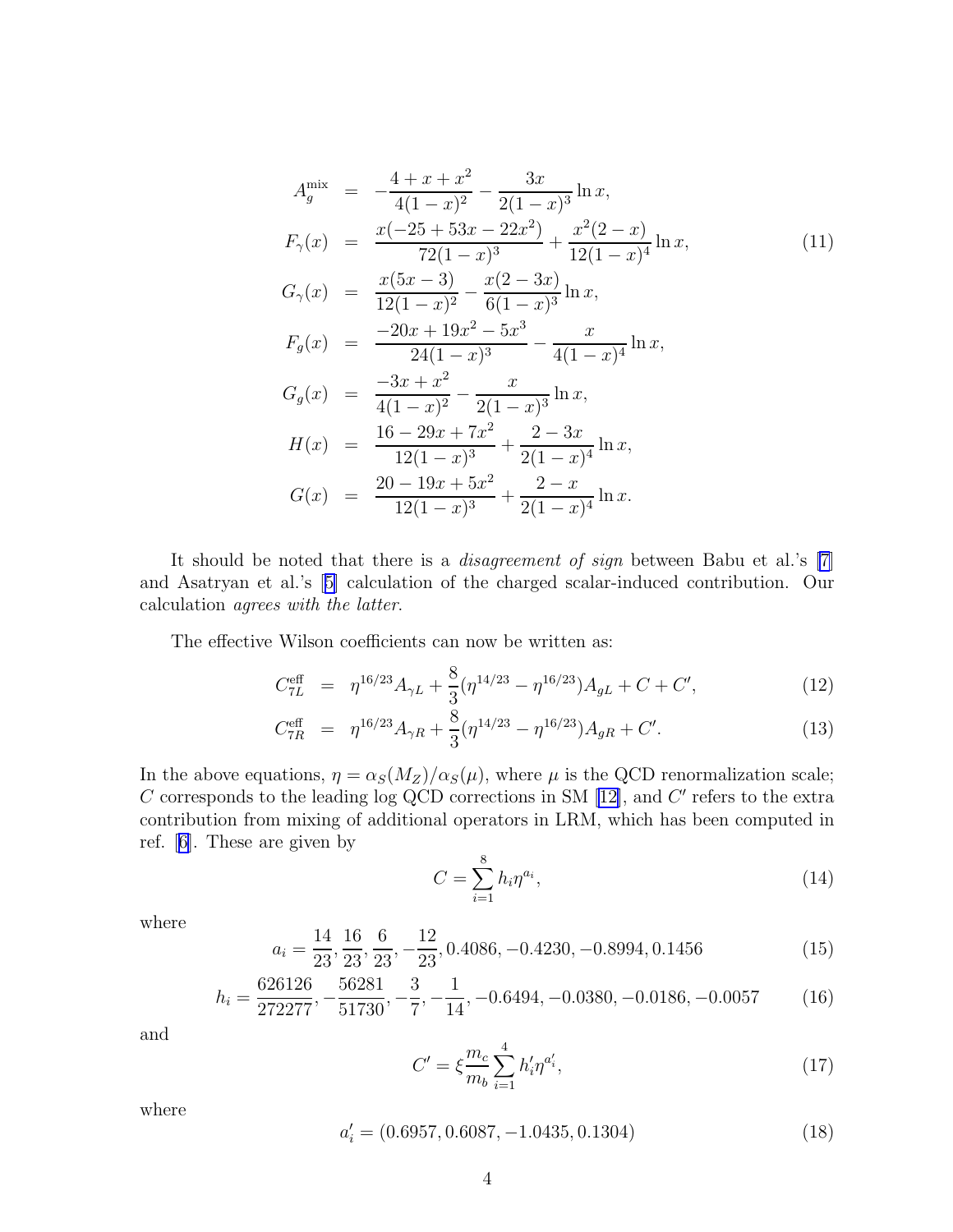$$
\begin{aligned}
A_g^{\text{mix}} &= -\frac{4+x+x^2}{4(1-x)^2} - \frac{3x}{2(1-x)^3}\ln x, \\
F_\gamma(x) &= \frac{x(-25+53x-22x^2)}{72(1-x)^3} + \frac{x^2(2-x)}{12(1-x)^4}\ln x, \\
G_\gamma(x) &= \frac{x(5x-3)}{12(1-x)^2} - \frac{x(2-3x)}{6(1-x)^3}\ln x, \\
F_g(x) &= \frac{-20x+19x^2-5x^3}{24(1-x)^3} - \frac{x}{4(1-x)^4}\ln x, \\
G_g(x) &= \frac{-3x+x^2}{4(1-x)^2} - \frac{x}{2(1-x)^3}\ln x, \\
H(x) &= \frac{16-29x+7x^2}{12(1-x)^3} + \frac{2-3x}{2(1-x)^4}\ln x, \\
G(x) &= \frac{20-19x+5x^2}{12(1-x)^3} + \frac{2-x}{2(1-x)^4}\ln x.
\end{aligned}
\tag{11}
$$

It should be noted that there is a *disagreement of sign* between Babu et al.'s [7] and Asatryan et al.'s [5] calculation of the charged scalar-induced contribution. Our calculation *agrees with the latter*.

The effective Wilson coefficients can now be written as:

$$
C_{7L}^{\text{eff}} = \eta^{16/23}A_{\gamma L} + \frac{8}{3}(\eta^{14/23} - \eta^{16/23})A_{gL} + C + C', \tag{12}
$$

$$
C_{7R}^{\text{eff}} = \eta^{16/23}A_{\gamma R} + \frac{8}{3}(\eta^{14/23} - \eta^{16/23})A_{gR} + C'. \tag{13}
$$

In the above equations, $\eta = \alpha_S(M_Z)/\alpha_S(\mu)$, where $\mu$ is the QCD renormalization scale; $C$ corresponds to the leading log QCD corrections in SM [12], and $C'$ refers to the extra contribution from mixing of additional operators in LRM, which has been computed in ref. [6]. These are given by

$$
C = \sum_{i=1}^{8} h_i \eta^{a_i}, \tag{14}
$$

where

$$
a_i = \frac{14}{23}, \frac{16}{23}, \frac{6}{23}, -\frac{12}{23}, 0.4086, -0.4230, -0.8994, 0.1456 \tag{15}
$$

$$
h_i = \frac{626126}{272277}, -\frac{56281}{51730}, -\frac{3}{7}, -\frac{1}{14}, -0.6494, -0.0380, -0.0186, -0.0057 \tag{16}
$$

and

$$
C' = \xi \frac{m_c}{m_b} \sum_{i=1}^{4} h_i' \eta^{a_i'}, \tag{17}
$$

where

$$
a_i' = (0.6957, 0.6087, -1.0435, 0.1304) \tag{18}
$$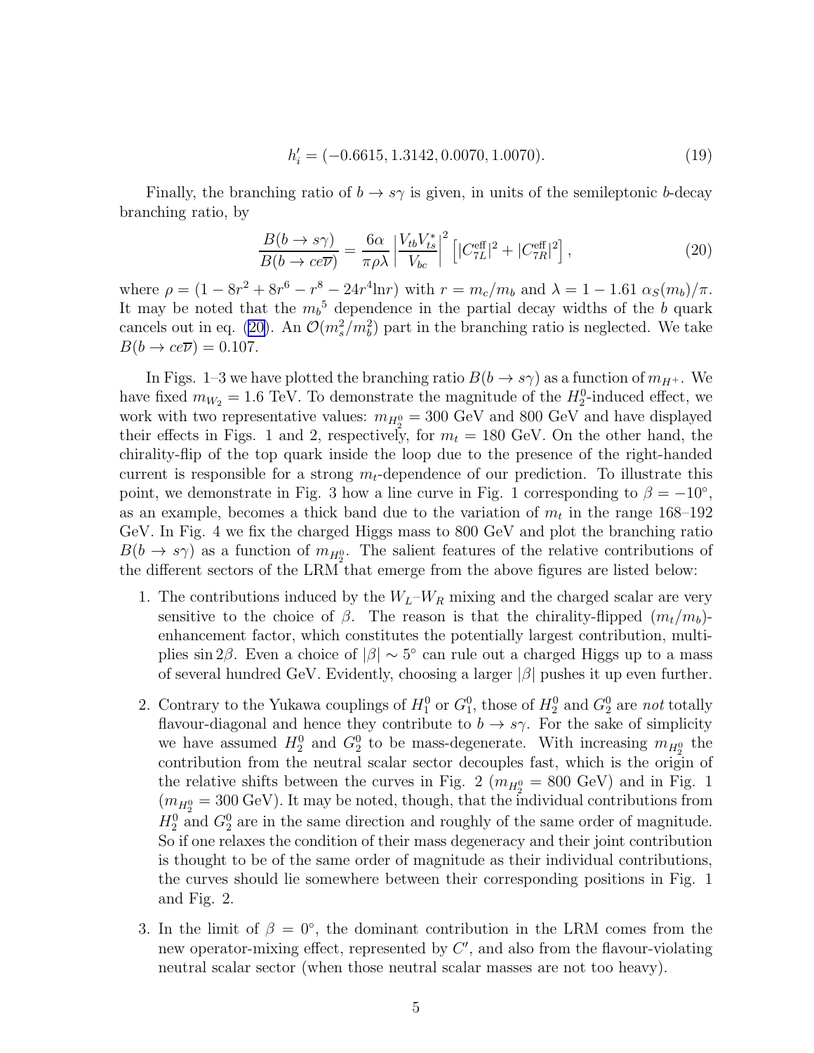$$h'_i = (-0.6615, 1.3142, 0.0070, 1.0070). \tag{19}$$

Finally, the branching ratio of $b \to s\gamma$ is given, in units of the semileptonic $b$-decay branching ratio, by

$$\frac{B(b \to s\gamma)}{B(b \to ce\overline{\nu})} = \frac{6\alpha}{\pi\rho\lambda} \left| \frac{V_{tb}V_{ts}^*}{V_{bc}} \right|^2 \left[ |C_{7L}^{\rm eff}|^2 + |C_{7R}^{\rm eff}|^2 \right], \tag{20}$$

where $\rho = (1 - 8r^2 + 8r^6 - r^8 - 24r^4 \ln r)$ with $r = m_c/m_b$ and $\lambda = 1 - 1.61\ \alpha_S(m_b)/\pi$. It may be noted that the ${m_b}^5$ dependence in the partial decay widths of the $b$ quark cancels out in eq. (20). An $\mathcal{O}(m_s^2/m_b^2)$ part in the branching ratio is neglected. We take $B(b \to ce\overline{\nu}) = 0.107$.

In Figs. 1–3 we have plotted the branching ratio $B(b \to s\gamma)$ as a function of $m_{H^+}$. We have fixed $m_{W_2} = 1.6$ TeV. To demonstrate the magnitude of the $H_2^0$-induced effect, we work with two representative values: $m_{H_2^0} = 300$ GeV and 800 GeV and have displayed their effects in Figs. 1 and 2, respectively, for $m_t = 180$ GeV. On the other hand, the chirality-flip of the top quark inside the loop due to the presence of the right-handed current is responsible for a strong $m_t$-dependence of our prediction. To illustrate this point, we demonstrate in Fig. 3 how a line curve in Fig. 1 corresponding to $\beta = -10^\circ$, as an example, becomes a thick band due to the variation of $m_t$ in the range 168–192 GeV. In Fig. 4 we fix the charged Higgs mass to 800 GeV and plot the branching ratio $B(b \to s\gamma)$ as a function of $m_{H_2^0}$. The salient features of the relative contributions of the different sectors of the LRM that emerge from the above figures are listed below:

1. The contributions induced by the $W_L$–$W_R$ mixing and the charged scalar are very sensitive to the choice of $\beta$. The reason is that the chirality-flipped $(m_t/m_b)$-enhancement factor, which constitutes the potentially largest contribution, multiplies $\sin 2\beta$. Even a choice of $|\beta| \sim 5^\circ$ can rule out a charged Higgs up to a mass of several hundred GeV. Evidently, choosing a larger $|\beta|$ pushes it up even further.

2. Contrary to the Yukawa couplings of $H_1^0$ or $G_1^0$, those of $H_2^0$ and $G_2^0$ are *not* totally flavour-diagonal and hence they contribute to $b \to s\gamma$. For the sake of simplicity we have assumed $H_2^0$ and $G_2^0$ to be mass-degenerate. With increasing $m_{H_2^0}$ the contribution from the neutral scalar sector decouples fast, which is the origin of the relative shifts between the curves in Fig. 2 ($m_{H_2^0} = 800$ GeV) and in Fig. 1 ($m_{H_2^0} = 300$ GeV). It may be noted, though, that the individual contributions from $H_2^0$ and $G_2^0$ are in the same direction and roughly of the same order of magnitude. So if one relaxes the condition of their mass degeneracy and their joint contribution is thought to be of the same order of magnitude as their individual contributions, the curves should lie somewhere between their corresponding positions in Fig. 1 and Fig. 2.

3. In the limit of $\beta = 0^\circ$, the dominant contribution in the LRM comes from the new operator-mixing effect, represented by $C'$, and also from the flavour-violating neutral scalar sector (when those neutral scalar masses are not too heavy).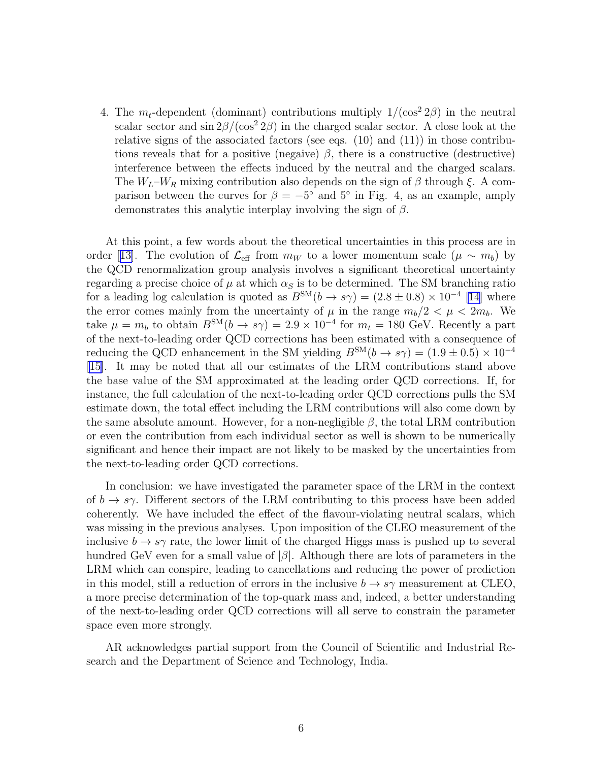4. The $m_t$-dependent (dominant) contributions multiply $1/(\cos^2 2\beta)$ in the neutral scalar sector and $\sin 2\beta/(\cos^2 2\beta)$ in the charged scalar sector. A close look at the relative signs of the associated factors (see eqs. (10) and (11)) in those contributions reveals that for a positive (negaive) $\beta$, there is a constructive (destructive) interference between the effects induced by the neutral and the charged scalars. The $W_L$–$W_R$ mixing contribution also depends on the sign of $\beta$ through $\xi$. A comparison between the curves for $\beta = -5^\circ$ and $5^\circ$ in Fig. 4, as an example, amply demonstrates this analytic interplay involving the sign of $\beta$.

At this point, a few words about the theoretical uncertainties in this process are in order [13]. The evolution of $\mathcal{L}_{\text{eff}}$ from $m_W$ to a lower momentum scale ($\mu \sim m_b$) by the QCD renormalization group analysis involves a significant theoretical uncertainty regarding a precise choice of $\mu$ at which $\alpha_S$ is to be determined. The SM branching ratio for a leading log calculation is quoted as $B^{\text{SM}}(b \to s\gamma) = (2.8 \pm 0.8) \times 10^{-4}$ [14] where the error comes mainly from the uncertainty of $\mu$ in the range $m_b/2 < \mu < 2m_b$. We take $\mu = m_b$ to obtain $B^{\text{SM}}(b \to s\gamma) = 2.9 \times 10^{-4}$ for $m_t = 180$ GeV. Recently a part of the next-to-leading order QCD corrections has been estimated with a consequence of reducing the QCD enhancement in the SM yielding $B^{\text{SM}}(b \to s\gamma) = (1.9 \pm 0.5) \times 10^{-4}$ [15]. It may be noted that all our estimates of the LRM contributions stand above the base value of the SM approximated at the leading order QCD corrections. If, for instance, the full calculation of the next-to-leading order QCD corrections pulls the SM estimate down, the total effect including the LRM contributions will also come down by the same absolute amount. However, for a non-negligible $\beta$, the total LRM contribution or even the contribution from each individual sector as well is shown to be numerically significant and hence their impact are not likely to be masked by the uncertainties from the next-to-leading order QCD corrections.

In conclusion: we have investigated the parameter space of the LRM in the context of $b \to s\gamma$. Different sectors of the LRM contributing to this process have been added coherently. We have included the effect of the flavour-violating neutral scalars, which was missing in the previous analyses. Upon imposition of the CLEO measurement of the inclusive $b \to s\gamma$ rate, the lower limit of the charged Higgs mass is pushed up to several hundred GeV even for a small value of $|\beta|$. Although there are lots of parameters in the LRM which can conspire, leading to cancellations and reducing the power of prediction in this model, still a reduction of errors in the inclusive $b \to s\gamma$ measurement at CLEO, a more precise determination of the top-quark mass and, indeed, a better understanding of the next-to-leading order QCD corrections will all serve to constrain the parameter space even more strongly.

AR acknowledges partial support from the Council of Scientific and Industrial Research and the Department of Science and Technology, India.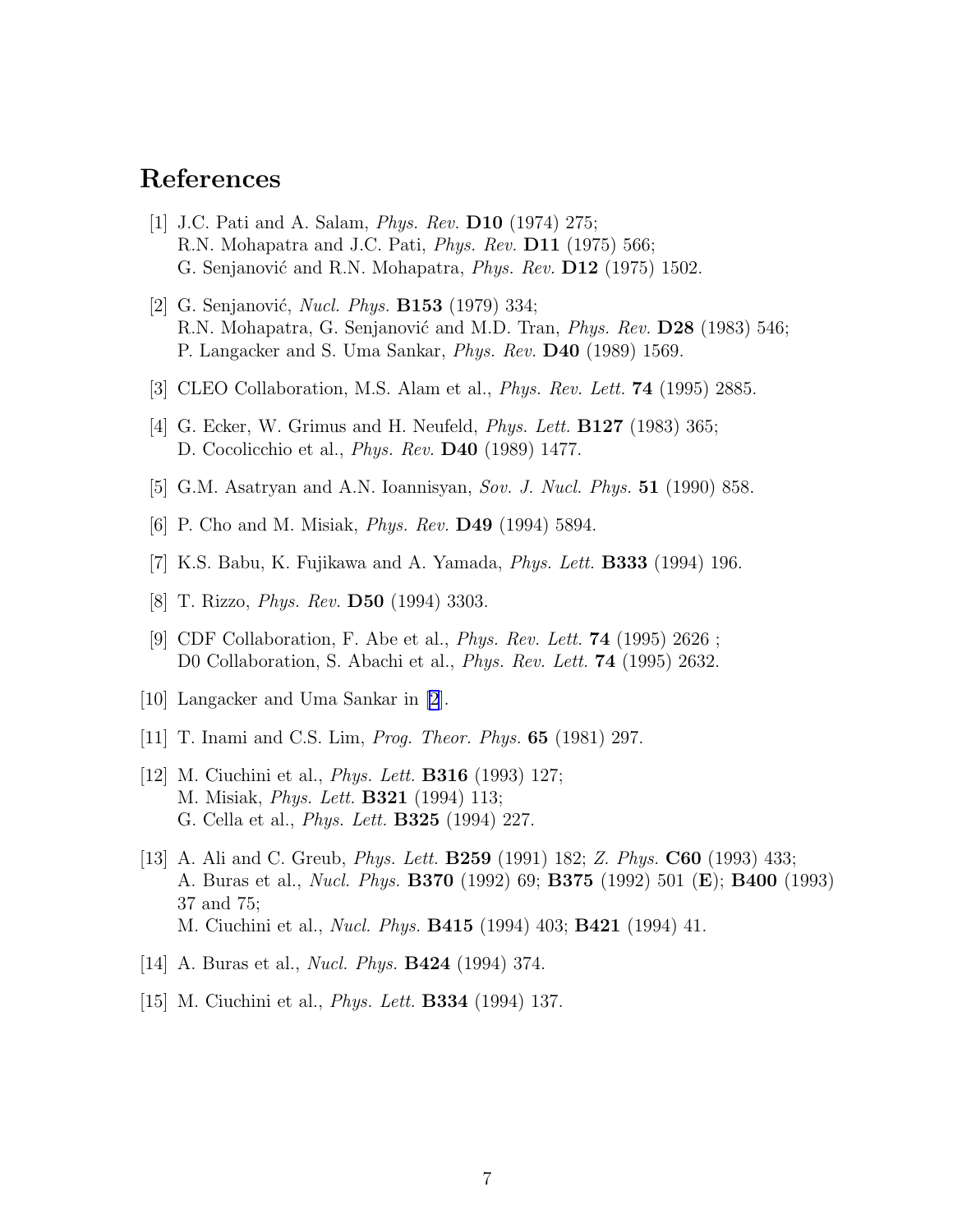# References

[1] J.C. Pati and A. Salam, *Phys. Rev.* **D10** (1974) 275;
R.N. Mohapatra and J.C. Pati, *Phys. Rev.* **D11** (1975) 566;
G. Senjanović and R.N. Mohapatra, *Phys. Rev.* **D12** (1975) 1502.

[2] G. Senjanović, *Nucl. Phys.* **B153** (1979) 334;
R.N. Mohapatra, G. Senjanović and M.D. Tran, *Phys. Rev.* **D28** (1983) 546;
P. Langacker and S. Uma Sankar, *Phys. Rev.* **D40** (1989) 1569.

[3] CLEO Collaboration, M.S. Alam et al., *Phys. Rev. Lett.* **74** (1995) 2885.

[4] G. Ecker, W. Grimus and H. Neufeld, *Phys. Lett.* **B127** (1983) 365;
D. Cocolicchio et al., *Phys. Rev.* **D40** (1989) 1477.

[5] G.M. Asatryan and A.N. Ioannisyan, *Sov. J. Nucl. Phys.* **51** (1990) 858.

[6] P. Cho and M. Misiak, *Phys. Rev.* **D49** (1994) 5894.

[7] K.S. Babu, K. Fujikawa and A. Yamada, *Phys. Lett.* **B333** (1994) 196.

[8] T. Rizzo, *Phys. Rev.* **D50** (1994) 3303.

[9] CDF Collaboration, F. Abe et al., *Phys. Rev. Lett.* **74** (1995) 2626 ;
D0 Collaboration, S. Abachi et al., *Phys. Rev. Lett.* **74** (1995) 2632.

[10] Langacker and Uma Sankar in [2].

[11] T. Inami and C.S. Lim, *Prog. Theor. Phys.* **65** (1981) 297.

[12] M. Ciuchini et al., *Phys. Lett.* **B316** (1993) 127;
M. Misiak, *Phys. Lett.* **B321** (1994) 113;
G. Cella et al., *Phys. Lett.* **B325** (1994) 227.

[13] A. Ali and C. Greub, *Phys. Lett.* **B259** (1991) 182; *Z. Phys.* **C60** (1993) 433;
A. Buras et al., *Nucl. Phys.* **B370** (1992) 69; **B375** (1992) 501 (**E**); **B400** (1993) 37 and 75;
M. Ciuchini et al., *Nucl. Phys.* **B415** (1994) 403; **B421** (1994) 41.

[14] A. Buras et al., *Nucl. Phys.* **B424** (1994) 374.

[15] M. Ciuchini et al., *Phys. Lett.* **B334** (1994) 137.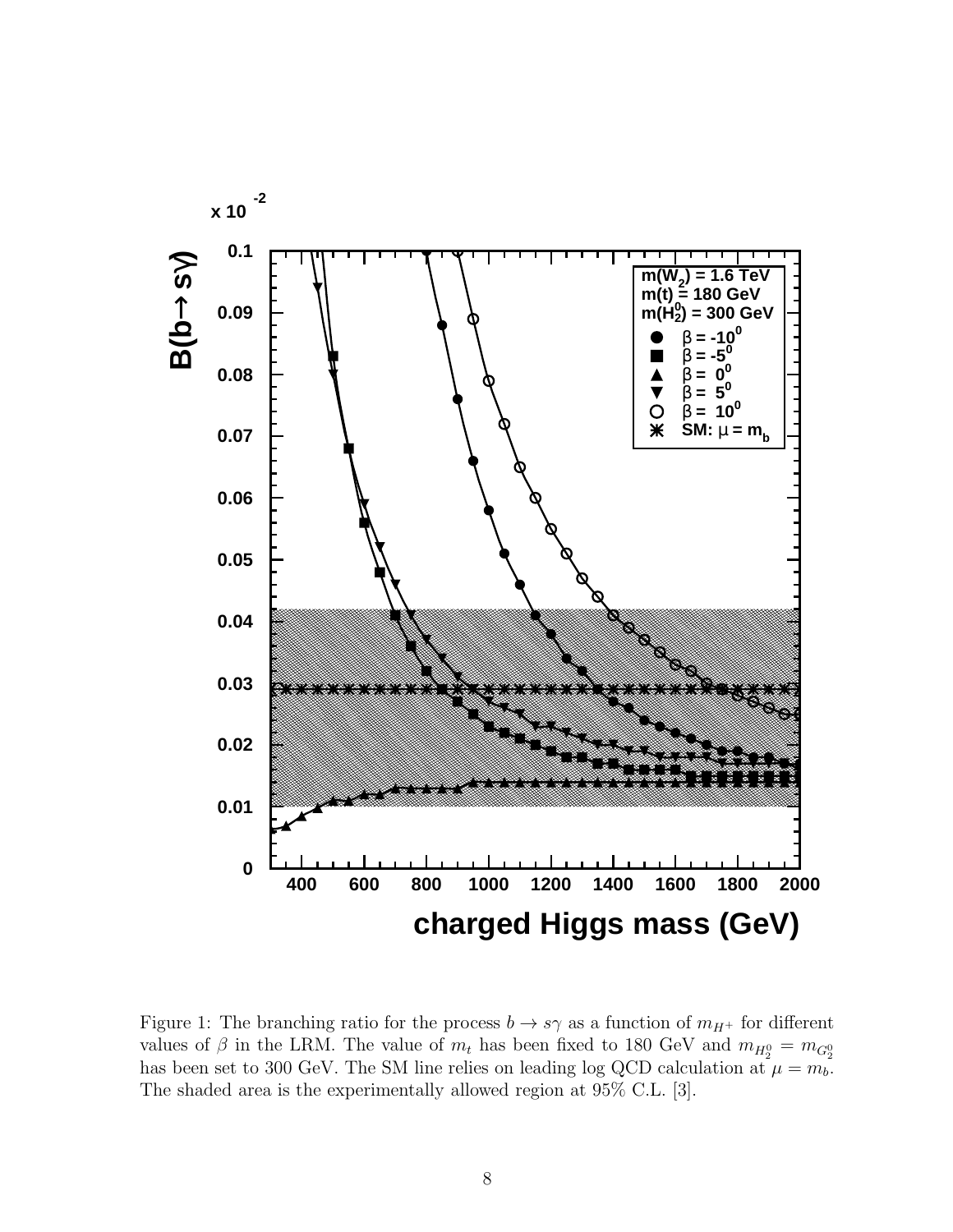Figure 1: The branching ratio for the process $b \to s\gamma$ as a function of $m_{H^+}$ for different values of $\beta$ in the LRM. The value of $m_t$ has been fixed to 180 GeV and $m_{H_2^0} = m_{G_2^0}$ has been set to 300 GeV. The SM line relies on leading log QCD calculation at $\mu = m_b$. The shaded area is the experimentally allowed region at 95% C.L. [3].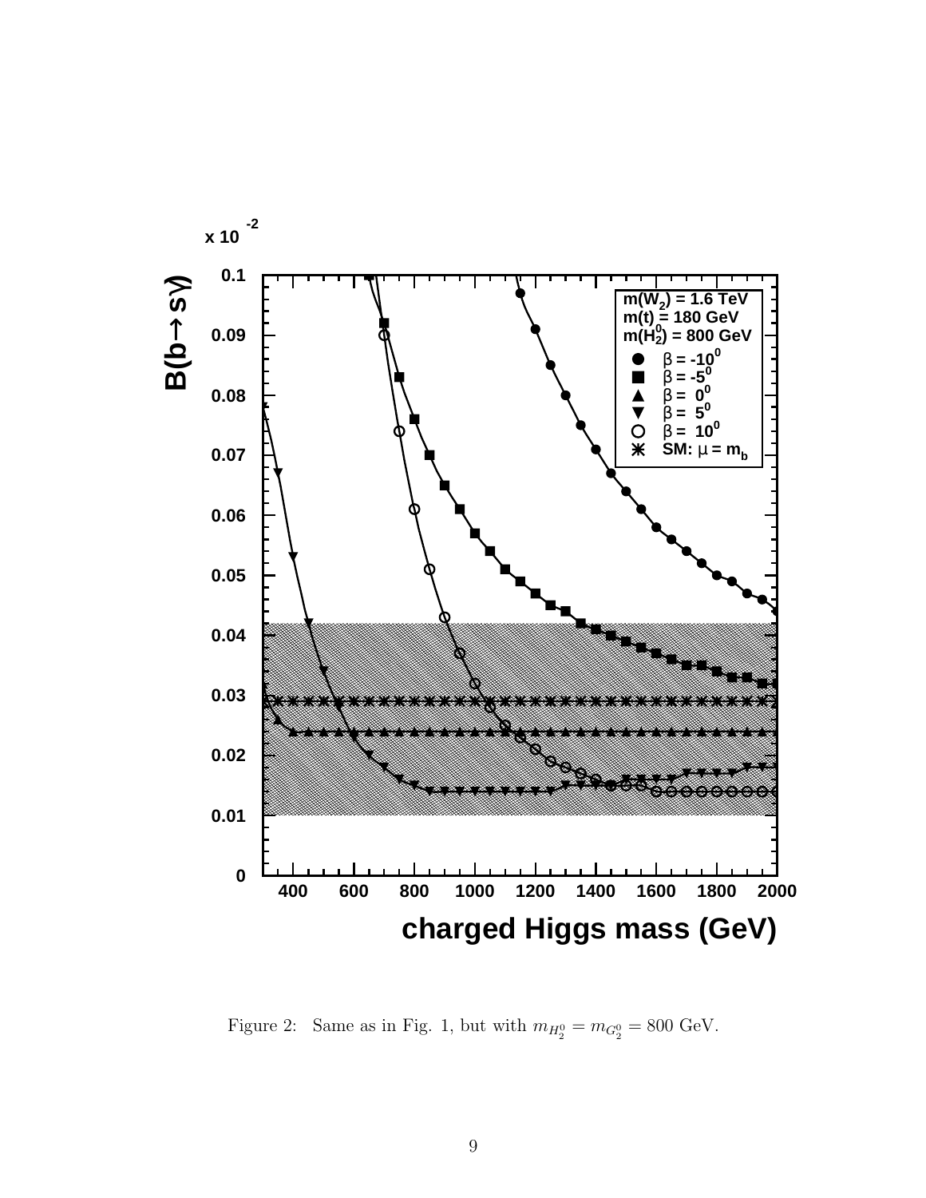Figure 2: Same as in Fig. 1, but with $m_{H_2^0} = m_{G_2^0} = 800$ GeV.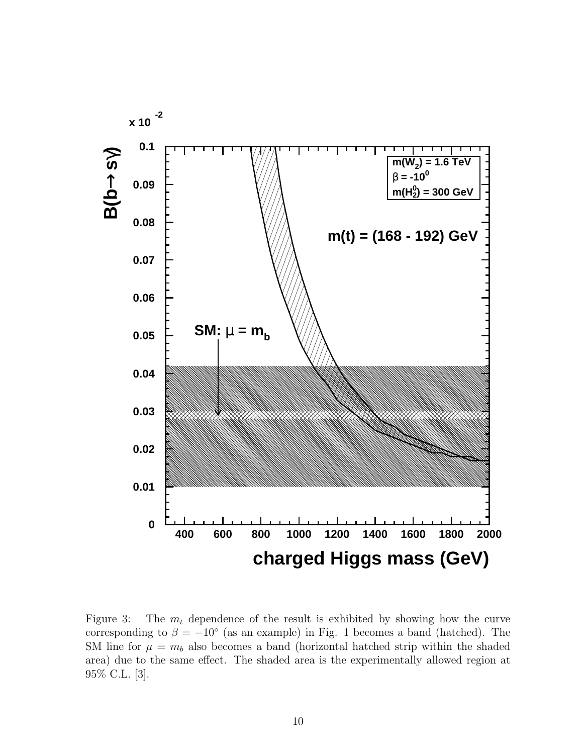Figure 3: The $m_t$ dependence of the result is exhibited by showing how the curve corresponding to $\beta = -10^\circ$ (as an example) in Fig. 1 becomes a band (hatched). The SM line for $\mu = m_b$ also becomes a band (horizontal hatched strip within the shaded area) due to the same effect. The shaded area is the experimentally allowed region at 95% C.L. [3].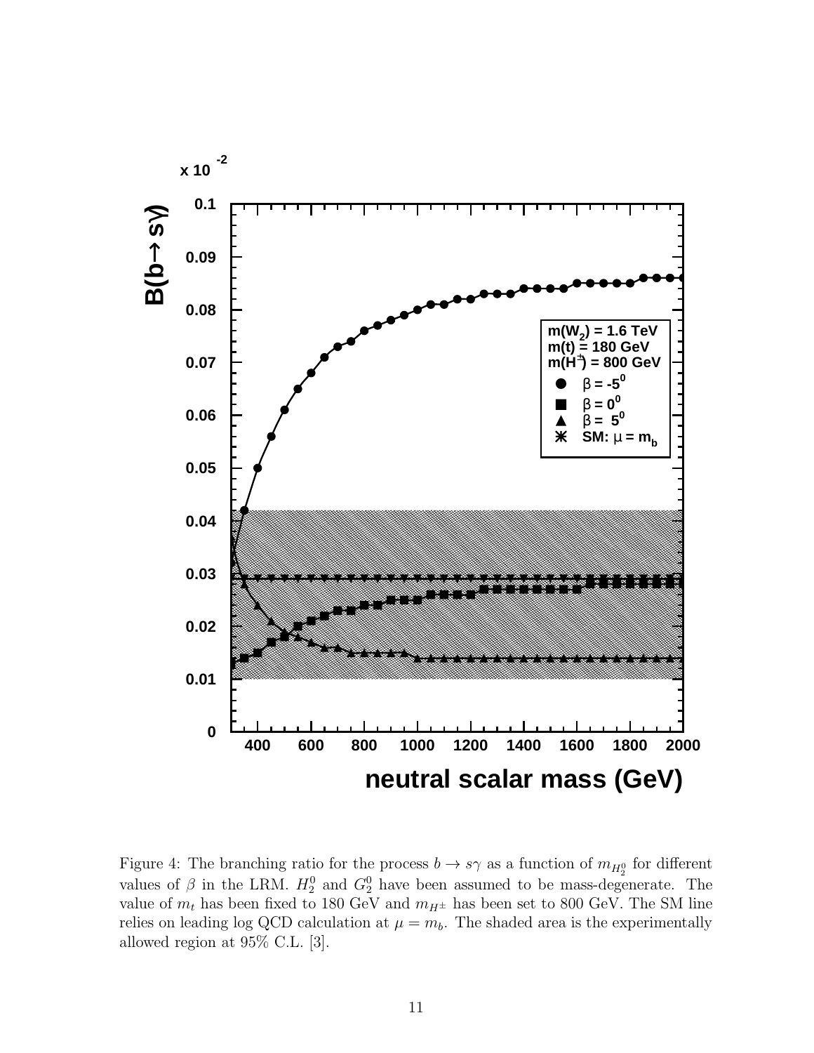x 10 -2

B(b→ sγ)

0.1
0.09
0.08
0.07
0.06
0.05
0.04
0.03
0.02
0.01
0

400 600 800 1000 1200 1400 1600 1800 2000

neutral scalar mass (GeV)

m(W2) = 1.6 TeV
m(t) = 180 GeV
m(H±) = 800 GeV
β = -5°
β = 0°
β = 5°
SM: μ = m_b

Figure 4: The branching ratio for the process $b \to s\gamma$ as a function of $m_{H_2^0}$ for different values of $\beta$ in the LRM. $H_2^0$ and $G_2^0$ have been assumed to be mass-degenerate. The value of $m_t$ has been fixed to 180 GeV and $m_{H^\pm}$ has been set to 800 GeV. The SM line relies on leading log QCD calculation at $\mu = m_b$. The shaded area is the experimentally allowed region at 95% C.L. [3].